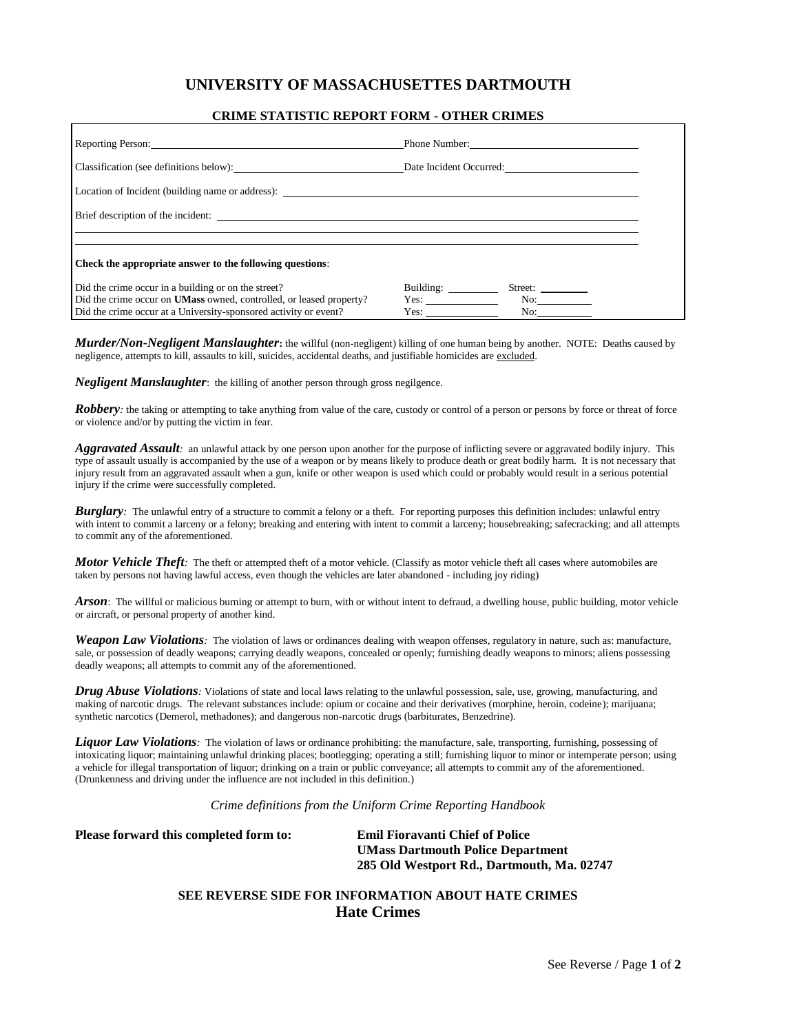# UNIVERSITY OF MASSACHUSETTES DARTMOUTH

## CRIME STATISTIC REPORT FORM - OTHER CRIMES

Reporting Person: ______________________________ Phone Number: ______________________

Classification (see definitions below): ______________________ Date Incident Occurred: __________________

Location of Incident (building name or address): ____________________________________________

Brief description of the incident: ____________________________________________

____________________________________________________________________

____________________________________________________________________

**Check the appropriate answer to the following questions**:

| | | |
|---|---|---|
| Did the crime occur in a building or on the street? | Building: ________ | Street: ________ |
| Did the crime occur on **UMass** owned, controlled, or leased property? | Yes: ________ | No: ________ |
| Did the crime occur at a University-sponsored activity or event? | Yes: ________ | No: ________ |

***Murder/Non-Negligent Manslaughter*:** the willful (non-negligent) killing of one human being by another. NOTE: Deaths caused by negligence, attempts to kill, assaults to kill, suicides, accidental deaths, and justifiable homicides are excluded.

***Negligent Manslaughter***: the killing of another person through gross negilgence.

***Robbery***: the taking or attempting to take anything from value of the care, custody or control of a person or persons by force or threat of force or violence and/or by putting the victim in fear.

***Aggravated Assault***: an unlawful attack by one person upon another for the purpose of inflicting severe or aggravated bodily injury. This type of assault usually is accompanied by the use of a weapon or by means likely to produce death or great bodily harm. It is not necessary that injury result from an aggravated assault when a gun, knife or other weapon is used which could or probably would result in a serious potential injury if the crime were successfully completed.

***Burglary***: The unlawful entry of a structure to commit a felony or a theft. For reporting purposes this definition includes: unlawful entry with intent to commit a larceny or a felony; breaking and entering with intent to commit a larceny; housebreaking; safecracking; and all attempts to commit any of the aforementioned.

***Motor Vehicle Theft***: The theft or attempted theft of a motor vehicle. (Classify as motor vehicle theft all cases where automobiles are taken by persons not having lawful access, even though the vehicles are later abandoned - including joy riding)

***Arson***: The willful or malicious burning or attempt to burn, with or without intent to defraud, a dwelling house, public building, motor vehicle or aircraft, or personal property of another kind.

***Weapon Law Violations***: The violation of laws or ordinances dealing with weapon offenses, regulatory in nature, such as: manufacture, sale, or possession of deadly weapons; carrying deadly weapons, concealed or openly; furnishing deadly weapons to minors; aliens possessing deadly weapons; all attempts to commit any of the aforementioned.

***Drug Abuse Violations***: Violations of state and local laws relating to the unlawful possession, sale, use, growing, manufacturing, and making of narcotic drugs. The relevant substances include: opium or cocaine and their derivatives (morphine, heroin, codeine); marijuana; synthetic narcotics (Demerol, methadones); and dangerous non-narcotic drugs (barbiturates, Benzedrine).

***Liquor Law Violations***: The violation of laws or ordinance prohibiting: the manufacture, sale, transporting, furnishing, possessing of intoxicating liquor; maintaining unlawful drinking places; bootlegging; operating a still; furnishing liquor to minor or intemperate person; using a vehicle for illegal transportation of liquor; drinking on a train or public conveyance; all attempts to commit any of the aforementioned. (Drunkenness and driving under the influence are not included in this definition.)

*Crime definitions from the Uniform Crime Reporting Handbook*

**Please forward this completed form to:**

**Emil Fioravanti Chief of Police**
**UMass Dartmouth Police Department**
**285 Old Westport Rd., Dartmouth, Ma. 02747**

**SEE REVERSE SIDE FOR INFORMATION ABOUT HATE CRIMES**

## Hate Crimes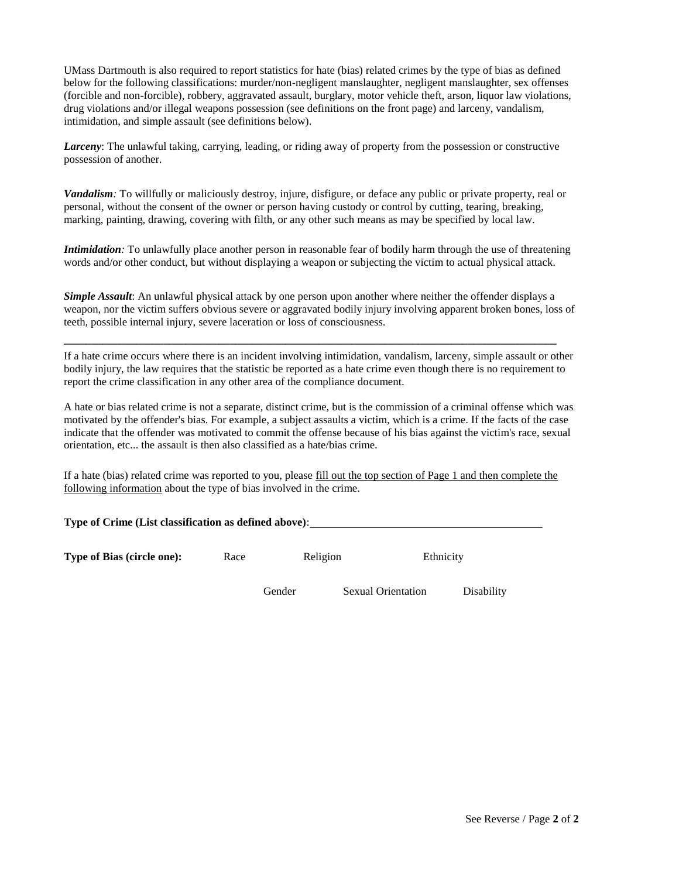UMass Dartmouth is also required to report statistics for hate (bias) related crimes by the type of bias as defined below for the following classifications: murder/non-negligent manslaughter, negligent manslaughter, sex offenses (forcible and non-forcible), robbery, aggravated assault, burglary, motor vehicle theft, arson, liquor law violations, drug violations and/or illegal weapons possession (see definitions on the front page) and larceny, vandalism, intimidation, and simple assault (see definitions below).

***Larceny***: The unlawful taking, carrying, leading, or riding away of property from the possession or constructive possession of another.

***Vandalism:*** To willfully or maliciously destroy, injure, disfigure, or deface any public or private property, real or personal, without the consent of the owner or person having custody or control by cutting, tearing, breaking, marking, painting, drawing, covering with filth, or any other such means as may be specified by local law.

***Intimidation:*** To unlawfully place another person in reasonable fear of bodily harm through the use of threatening words and/or other conduct, but without displaying a weapon or subjecting the victim to actual physical attack.

***Simple Assault***: An unlawful physical attack by one person upon another where neither the offender displays a weapon, nor the victim suffers obvious severe or aggravated bodily injury involving apparent broken bones, loss of teeth, possible internal injury, severe laceration or loss of consciousness.

---

If a hate crime occurs where there is an incident involving intimidation, vandalism, larceny, simple assault or other bodily injury, the law requires that the statistic be reported as a hate crime even though there is no requirement to report the crime classification in any other area of the compliance document.

A hate or bias related crime is not a separate, distinct crime, but is the commission of a criminal offense which was motivated by the offender's bias. For example, a subject assaults a victim, which is a crime. If the facts of the case indicate that the offender was motivated to commit the offense because of his bias against the victim's race, sexual orientation, etc... the assault is then also classified as a hate/bias crime.

If a hate (bias) related crime was reported to you, please fill out the top section of Page 1 and then complete the following information about the type of bias involved in the crime.

**Type of Crime (List classification as defined above)**: ____________________________________________

**Type of Bias (circle one):** Race Religion Ethnicity

Gender Sexual Orientation Disability